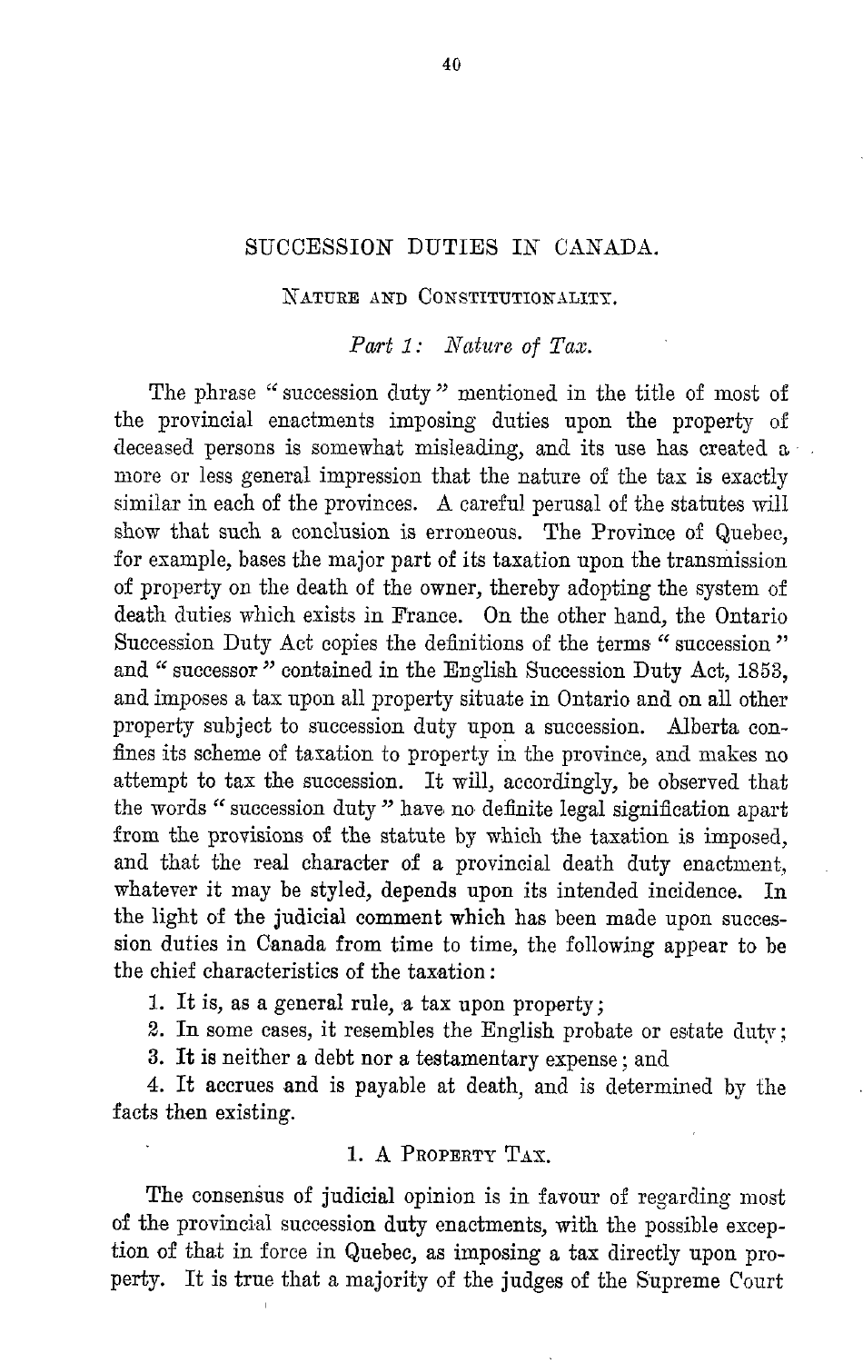# SUCCESSION DUTIES IN CANADA.

## Nature and Constitutionality.

### *Part 1: Nature of Tax.*

The phrase "succession duty" mentioned in the title of most of the provincial enactments imposing duties upon the property of deceased persons is somewhat misleading, and its use has created a more or less general impression that the nature of the tax is exactly similar in each of the provinces. A careful perusal of the statutes will show that such a conclusion is erroneous. The Province of Quebec, for example, bases the major part of its taxation upon the transmission of property on the death of the owner, thereby adopting the system of death duties which exists in France. On the other hand, the Ontario Succession Duty Act copies the definitions of the terms "succession" and "successor" contained in the English Succession Duty Act, 1853, and imposes a tax upon all property situate in Ontario and on all other property subject to succession duty upon a succession. Alberta confines its scheme of taxation to property in the province, and makes no attempt to tax the succession. It will, accordingly, be observed that the words "succession duty" have no definite legal signification apart from the provisions of the statute by which the taxation is imposed, and that the real character of a provincial death duty enactment, whatever it may be styled, depends upon its intended incidence. In the light of the judicial comment which has been made upon succession duties in Canada from time to time, the following appear to be the chief characteristics of the taxation:

1. It is, as a general rule, a tax upon property;
2. In some cases, it resembles the English probate or estate duty;
3. It is neither a debt nor a testamentary expense; and
4. It accrues and is payable at death, and is determined by the facts then existing.

### 1. A Property Tax.

The consensus of judicial opinion is in favour of regarding most of the provincial succession duty enactments, with the possible exception of that in force in Quebec, as imposing a tax directly upon property. It is true that a majority of the judges of the Supreme Court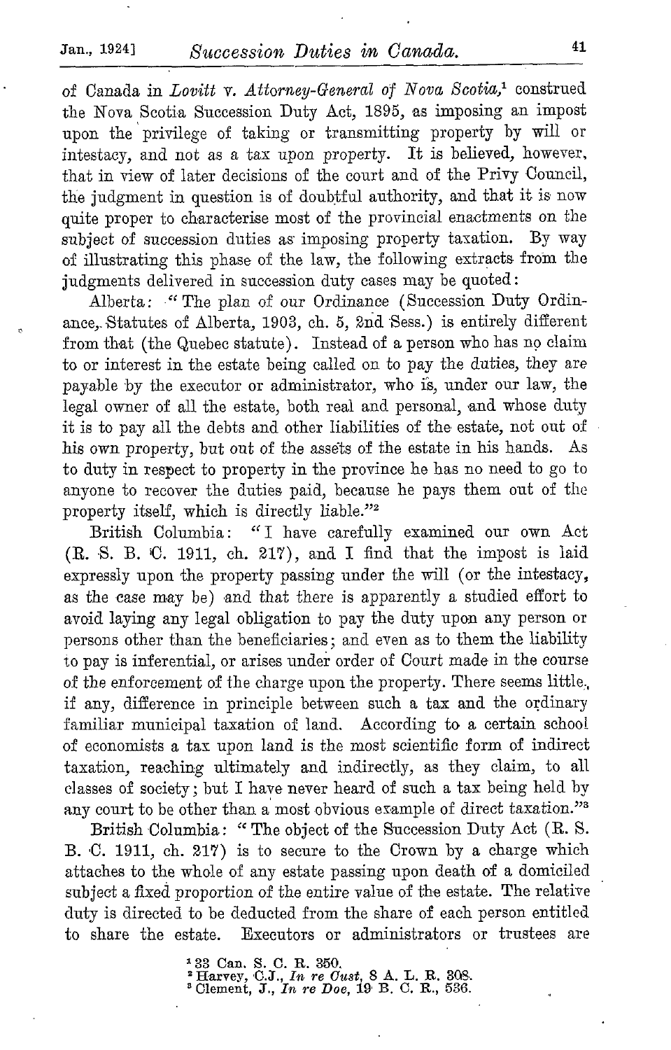of Canada in *Lovitt* v. *Attorney-General of Nova Scotia*,[1] construed the Nova Scotia Succession Duty Act, 1895, as imposing an impost upon the privilege of taking or transmitting property by will or intestacy, and not as a tax upon property. It is believed, however, that in view of later decisions of the court and of the Privy Council, the judgment in question is of doubtful authority, and that it is now quite proper to characterise most of the provincial enactments on the subject of succession duties as imposing property taxation. By way of illustrating this phase of the law, the following extracts from the judgments delivered in succession duty cases may be quoted:

Alberta: "The plan of our Ordinance (Succession Duty Ordinance, Statutes of Alberta, 1903, ch. 5, 2nd Sess.) is entirely different from that (the Quebec statute). Instead of a person who has no claim to or interest in the estate being called on to pay the duties, they are payable by the executor or administrator, who is, under our law, the legal owner of all the estate, both real and personal, and whose duty it is to pay all the debts and other liabilities of the estate, not out of his own property, but out of the assets of the estate in his hands. As to duty in respect to property in the province he has no need to go to anyone to recover the duties paid, because he pays them out of the property itself, which is directly liable."[2]

British Columbia: "I have carefully examined our own Act (R. S. B. C. 1911, ch. 217), and I find that the impost is laid expressly upon the property passing under the will (or the intestacy, as the case may be) and that there is apparently a studied effort to avoid laying any legal obligation to pay the duty upon any person or persons other than the beneficiaries; and even as to them the liability to pay is inferential, or arises under order of Court made in the course of the enforcement of the charge upon the property. There seems little, if any, difference in principle between such a tax and the ordinary familiar municipal taxation of land. According to a certain school of economists a tax upon land is the most scientific form of indirect taxation, reaching ultimately and indirectly, as they claim, to all classes of society; but I have never heard of such a tax being held by any court to be other than a most obvious example of direct taxation."[3]

British Columbia: "The object of the Succession Duty Act (R. S. B. C. 1911, ch. 217) is to secure to the Crown by a charge which attaches to the whole of any estate passing upon death of a domiciled subject a fixed proportion of the entire value of the estate. The relative duty is directed to be deducted from the share of each person entitled to share the estate. Executors or administrators or trustees are

[1] 33 Can. S. C. R. 350.
[2] Harvey, C.J., *In re Cust*, 8 A. L. R. 308.
[3] Clement, J., *In re Doe*, 19 B. C. R., 536.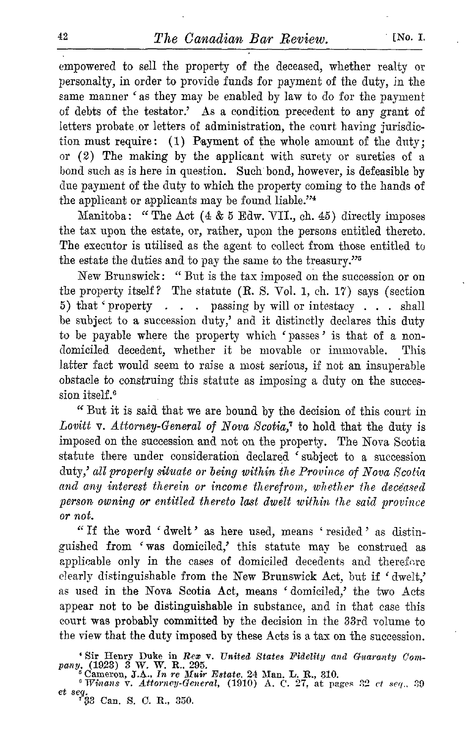empowered to sell the property of the deceased, whether realty or personalty, in order to provide funds for payment of the duty, in the same manner 'as they may be enabled by law to do for the payment of debts of the testator.' As a condition precedent to any grant of letters probate or letters of administration, the court having jurisdiction must require: (1) Payment of the whole amount of the duty; or (2) The making by the applicant with surety or sureties of a bond such as is here in question. Such bond, however, is defeasible by due payment of the duty to which the property coming to the hands of the applicant or applicants may be found liable."[4]

Manitoba: "The Act (4 & 5 Edw. VII., ch. 45) directly imposes the tax upon the estate, or, rather, upon the persons entitled thereto. The executor is utilised as the agent to collect from those entitled to the estate the duties and to pay the same to the treasury."[5]

New Brunswick: "But is the tax imposed on the succession or on the property itself? The statute (R. S. Vol. 1, ch. 17) says (section 5) that 'property . . . passing by will or intestacy . . . shall be subject to a succession duty,' and it distinctly declares this duty to be payable where the property which 'passes' is that of a non-domiciled decedent, whether it be movable or immovable. This latter fact would seem to raise a most serious, if not an insuperable obstacle to construing this statute as imposing a duty on the succession itself.[6]

"But it is said that we are bound by the decision of this court in *Lovitt* v. *Attorney-General of Nova Scotia*,[7] to hold that the duty is imposed on the succession and not on the property. The Nova Scotia statute there under consideration declared 'subject to a succession duty,' *all property situate or being within the Province of Nova Scotia and any interest therein or income therefrom, whether the deceased person owning or entitled thereto last dwelt within the said province or not.*

"If the word 'dwelt' as here used, means 'resided' as distinguished from 'was domiciled,' this statute may be construed as applicable only in the cases of domiciled decedents and therefore clearly distinguishable from the New Brunswick Act, but if 'dwelt,' as used in the Nova Scotia Act, means 'domiciled,' the two Acts appear not to be distinguishable in substance, and in that case this court was probably committed by the decision in the 33rd volume to the view that the duty imposed by these Acts is a tax on the succession.

[4] Sir Henry Duke in *Rex* v. *United States Fidelity and Guaranty Company*, (1923) 3 W. W. R., 295.
[5] Cameron, J.A., *In re Muir Estate*, 24 Man. L. R., 310.
[6] *Winans* v. *Attorney-General*, (1910) A. C. 27, at pages 32 *et seq.*, 39 *et seq.*
[7] 33 Can. S. C. R., 350.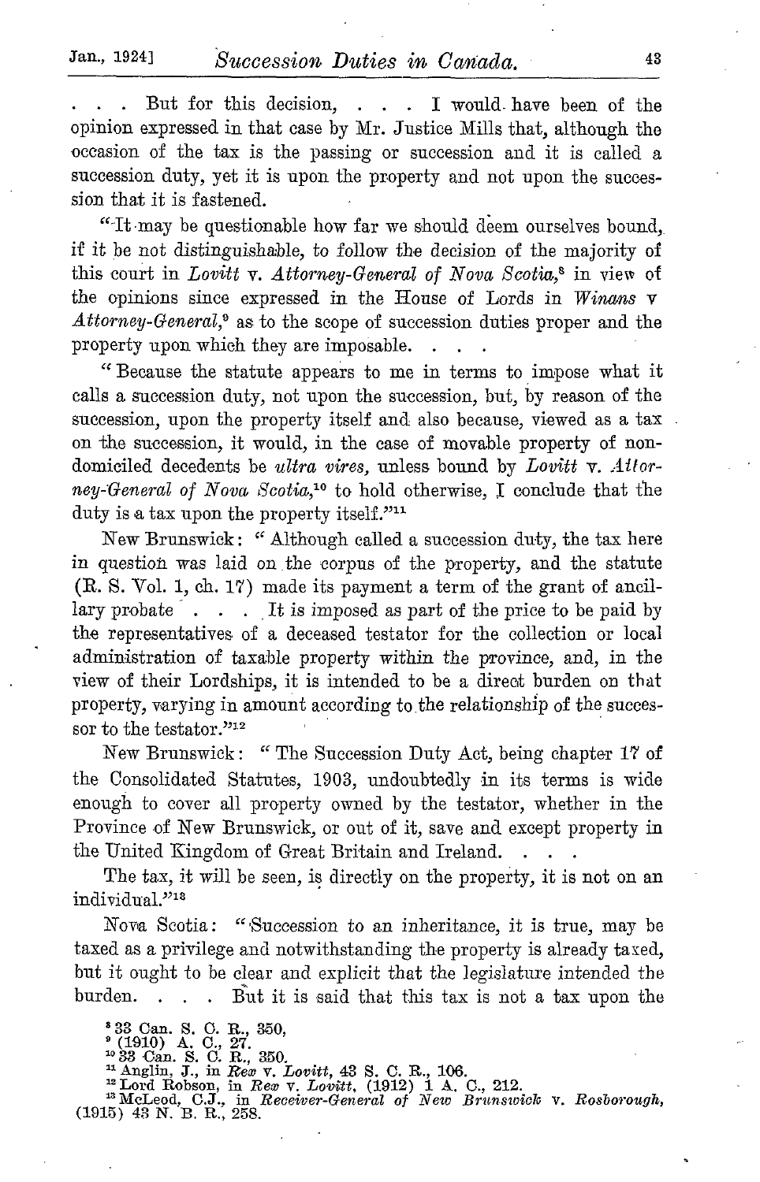. . . But for this decision, . . . I would have been of the opinion expressed in that case by Mr. Justice Mills that, although the occasion of the tax is the passing or succession and it is called a succession duty, yet it is upon the property and not upon the succession that it is fastened.

"It may be questionable how far we should deem ourselves bound, if it be not distinguishable, to follow the decision of the majority of this court in *Lovitt* v. *Attorney-General of Nova Scotia*,[8] in view of the opinions since expressed in the House of Lords in *Winans* v *Attorney-General*,[9] as to the scope of succession duties proper and the property upon which they are imposable. . . .

"Because the statute appears to me in terms to impose what it calls a succession duty, not upon the succession, but, by reason of the succession, upon the property itself and also because, viewed as a tax on the succession, it would, in the case of movable property of non-domiciled decedents be *ultra vires*, unless bound by *Lovitt* v. *Attorney-General of Nova Scotia*,[10] to hold otherwise, I conclude that the duty is a tax upon the property itself."[11]

New Brunswick: "Although called a succession duty, the tax here in question was laid on the corpus of the property, and the statute (R. S. Vol. 1, ch. 17) made its payment a term of the grant of ancillary probate . . . It is imposed as part of the price to be paid by the representatives of a deceased testator for the collection or local administration of taxable property within the province, and, in the view of their Lordships, it is intended to be a direct burden on that property, varying in amount according to the relationship of the successor to the testator."[12]

New Brunswick: "The Succession Duty Act, being chapter 17 of the Consolidated Statutes, 1903, undoubtedly in its terms is wide enough to cover all property owned by the testator, whether in the Province of New Brunswick, or out of it, save and except property in the United Kingdom of Great Britain and Ireland. . . .

The tax, it will be seen, is directly on the property, it is not on an individual."[13]

Nova Scotia: "Succession to an inheritance, it is true, may be taxed as a privilege and notwithstanding the property is already taxed, but it ought to be clear and explicit that the legislature intended the burden. . . . But it is said that this tax is not a tax upon the

[8] 33 Can. S. C. R., 350.
[9] (1910) A. C., 27.
[10] 33 Can. S. C. R., 350.
[11] Anglin, J., in *Rex* v. *Lovitt*, 43 S. C. R., 106.
[12] Lord Robson, in *Rex* v. *Lovitt*, (1912) 1 A. C., 212.
[13] McLeod, C.J., in *Receiver-General of New Brunswick* v. *Rosborough*, (1915) 43 N. B. R., 258.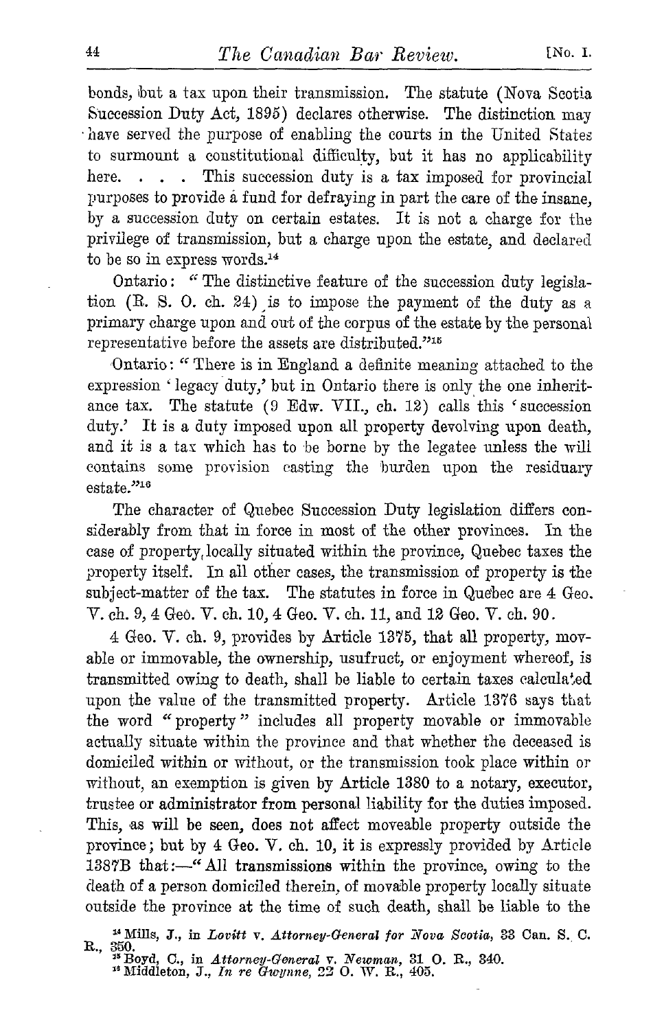bonds, but a tax upon their transmission. The statute (Nova Scotia Succession Duty Act, 1895) declares otherwise. The distinction may have served the purpose of enabling the courts in the United States to surmount a constitutional difficulty, but it has no applicability here. . . . This succession duty is a tax imposed for provincial purposes to provide a fund for defraying in part the care of the insane, by a succession duty on certain estates. It is not a charge for the privilege of transmission, but a charge upon the estate, and declared to be so in express words.[14]

Ontario: "The distinctive feature of the succession duty legislation (R. S. O. ch. 24) is to impose the payment of the duty as a primary charge upon and out of the corpus of the estate by the personal representative before the assets are distributed."[15]

Ontario: "There is in England a definite meaning attached to the expression 'legacy duty,' but in Ontario there is only the one inheritance tax. The statute (9 Edw. VII., ch. 12) calls this 'succession duty.' It is a duty imposed upon all property devolving upon death, and it is a tax which has to be borne by the legatee unless the will contains some provision casting the burden upon the residuary estate."[16]

The character of Quebec Succession Duty legislation differs considerably from that in force in most of the other provinces. In the case of property locally situated within the province, Quebec taxes the property itself. In all other cases, the transmission of property is the subject-matter of the tax. The statutes in force in Quebec are 4 Geo. V. ch. 9, 4 Geo. V. ch. 10, 4 Geo. V. ch. 11, and 12 Geo. V. ch. 90.

4 Geo. V. ch. 9, provides by Article 1375, that all property, movable or immovable, the ownership, usufruct, or enjoyment whereof, is transmitted owing to death, shall be liable to certain taxes calculated upon the value of the transmitted property. Article 1376 says that the word "property" includes all property movable or immovable actually situate within the province and that whether the deceased is domiciled within or without, or the transmission took place within or without, an exemption is given by Article 1380 to a notary, executor, trustee or administrator from personal liability for the duties imposed. This, as will be seen, does not affect moveable property outside the province; but by 4 Geo. V. ch. 10, it is expressly provided by Article 1387B that:—"All transmissions within the province, owing to the death of a person domiciled therein, of movable property locally situate outside the province at the time of such death, shall be liable to the

[14] Mills, J., in *Lovitt* v. *Attorney-General for Nova Scotia*, 33 Can. S. C. R., 350.

[15] Boyd, C., in *Attorney-General* v. *Newman*, 31 O. R., 340.

[16] Middleton, J., *In re Gwynne*, 22 O. W. R., 405.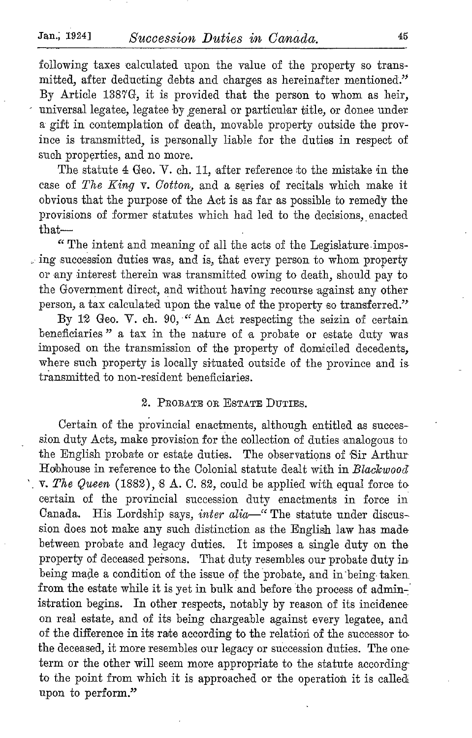following taxes calculated upon the value of the property so transmitted, after deducting debts and charges as hereinafter mentioned." By Article 1387G, it is provided that the person to whom as heir, universal legatee, legatee by general or particular title, or donee under a gift in contemplation of death, movable property outside the province is transmitted, is personally liable for the duties in respect of such properties, and no more.

The statute 4 Geo. V. ch. 11, after reference to the mistake in the case of *The King* v. *Cotton*, and a series of recitals which make it obvious that the purpose of the Act is as far as possible to remedy the provisions of former statutes which had led to the decisions, enacted that—

"The intent and meaning of all the acts of the Legislature imposing succession duties was, and is, that every person to whom property or any interest therein was transmitted owing to death, should pay to the Government direct, and without having recourse against any other person, a tax calculated upon the value of the property so transferred."

By 12 Geo. V. ch. 90, "An Act respecting the seizin of certain beneficiaries" a tax in the nature of a probate or estate duty was imposed on the transmission of the property of domiciled decedents, where such property is locally situated outside of the province and is transmitted to non-resident beneficiaries.

## 2. Probate or Estate Duties.

Certain of the provincial enactments, although entitled as succession duty Acts, make provision for the collection of duties analogous to the English probate or estate duties. The observations of Sir Arthur Hobhouse in reference to the Colonial statute dealt with in *Blackwood* v. *The Queen* (1882), 8 A. C. 82, could be applied with equal force to certain of the provincial succession duty enactments in force in Canada. His Lordship says, *inter alia*—"The statute under discussion does not make any such distinction as the English law has made between probate and legacy duties. It imposes a single duty on the property of deceased persons. That duty resembles our probate duty in being made a condition of the issue of the probate, and in being taken from the estate while it is yet in bulk and before the process of administration begins. In other respects, notably by reason of its incidence on real estate, and of its being chargeable against every legatee, and of the difference in its rate according to the relation of the successor to the deceased, it more resembles our legacy or succession duties. The one term or the other will seem more appropriate to the statute according to the point from which it is approached or the operation it is called upon to perform."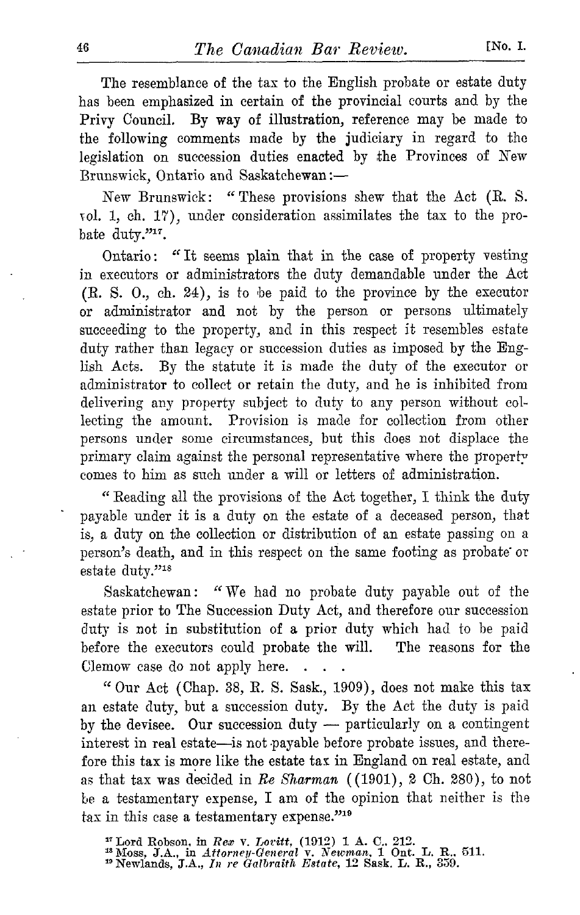The resemblance of the tax to the English probate or estate duty has been emphasized in certain of the provincial courts and by the Privy Council. By way of illustration, reference may be made to the following comments made by the judiciary in regard to the legislation on succession duties enacted by the Provinces of New Brunswick, Ontario and Saskatchewan:—

New Brunswick: "These provisions shew that the Act (R. S. vol. 1, ch. 17), under consideration assimilates the tax to the probate duty."[17].

Ontario: "It seems plain that in the case of property vesting in executors or administrators the duty demandable under the Act (R. S. O., ch. 24), is to be paid to the province by the executor or administrator and not by the person or persons ultimately succeeding to the property, and in this respect it resembles estate duty rather than legacy or succession duties as imposed by the English Acts. By the statute it is made the duty of the executor or administrator to collect or retain the duty, and he is inhibited from delivering any property subject to duty to any person without collecting the amount. Provision is made for collection from other persons under some circumstances, but this does not displace the primary claim against the personal representative where the property comes to him as such under a will or letters of administration.

"Reading all the provisions of the Act together, I think the duty payable under it is a duty on the estate of a deceased person, that is, a duty on the collection or distribution of an estate passing on a person's death, and in this respect on the same footing as probate or estate duty."[18]

Saskatchewan: "We had no probate duty payable out of the estate prior to The Succession Duty Act, and therefore our succession duty is not in substitution of a prior duty which had to be paid before the executors could probate the will. The reasons for the Clemow case do not apply here. . . .

"Our Act (Chap. 38, R. S. Sask., 1909), does not make this tax an estate duty, but a succession duty. By the Act the duty is paid by the devisee. Our succession duty — particularly on a contingent interest in real estate—is not payable before probate issues, and therefore this tax is more like the estate tax in England on real estate, and as that tax was decided in *Re Sharman* ((1901), 2 Ch. 280), to not be a testamentary expense, I am of the opinion that neither is the tax in this case a testamentary expense."[19]

[17] Lord Robson, in *Rex* v. *Lovitt*, (1912) 1 A. C. 212.
[18] Moss, J.A., in *Attorney-General* v. *Newman*, 1 Ont. L. R., 511.
[19] Newlands, J.A., *In re Galbraith Estate*, 12 Sask. L. R., 359.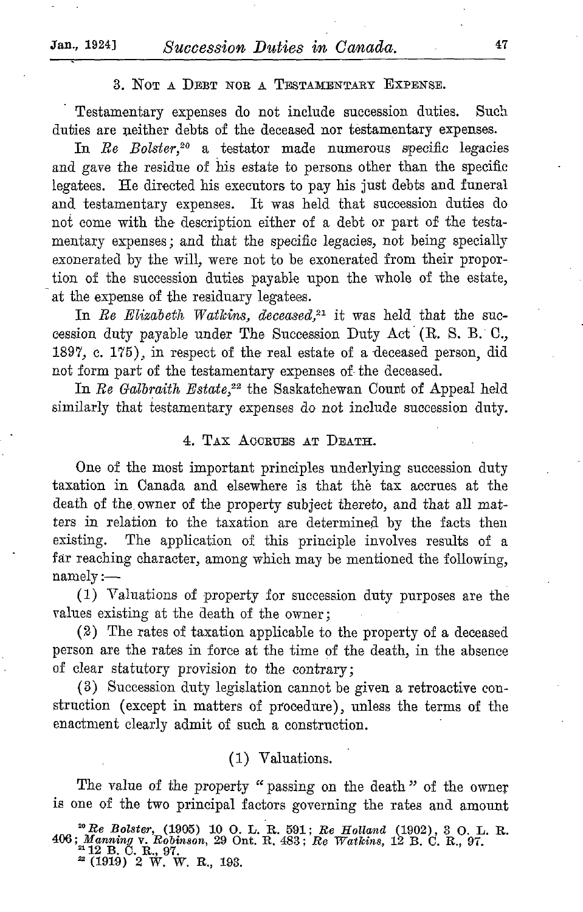### 3. Not a Debt nor a Testamentary Expense.

Testamentary expenses do not include succession duties. Such duties are neither debts of the deceased nor testamentary expenses.

In *Re Bolster*,[20] a testator made numerous specific legacies and gave the residue of his estate to persons other than the specific legatees. He directed his executors to pay his just debts and funeral and testamentary expenses. It was held that succession duties do not come with the description either of a debt or part of the testamentary expenses; and that the specific legacies, not being specially exonerated by the will, were not to be exonerated from their proportion of the succession duties payable upon the whole of the estate, at the expense of the residuary legatees.

In *Re Elizabeth Watkins, deceased*,[21] it was held that the succession duty payable under The Succession Duty Act (R. S. B. C., 1897, c. 175), in respect of the real estate of a deceased person, did not form part of the testamentary expenses of the deceased.

In *Re Galbraith Estate*,[22] the Saskatchewan Court of Appeal held similarly that testamentary expenses do not include succession duty.

### 4. Tax Accrues at Death.

One of the most important principles underlying succession duty taxation in Canada and elsewhere is that the tax accrues at the death of the owner of the property subject thereto, and that all matters in relation to the taxation are determined by the facts then existing. The application of this principle involves results of a far reaching character, among which may be mentioned the following, namely:—

(1) Valuations of property for succession duty purposes are the values existing at the death of the owner;

(2) The rates of taxation applicable to the property of a deceased person are the rates in force at the time of the death, in the absence of clear statutory provision to the contrary;

(3) Succession duty legislation cannot be given a retroactive construction (except in matters of procedure), unless the terms of the enactment clearly admit of such a construction.

#### (1) Valuations.

The value of the property "passing on the death" of the owner is one of the two principal factors governing the rates and amount

[20] *Re Bolster*, (1905) 10 O. L. R. 591; *Re Holland* (1902), 3 O. L. R. 406; *Manning* v. *Robinson*, 29 Ont. R. 483; *Re Watkins*, 12 B. C. R., 97.

[21] 12 B. C. R., 97.

[22] (1919) 2 W. W. R., 193.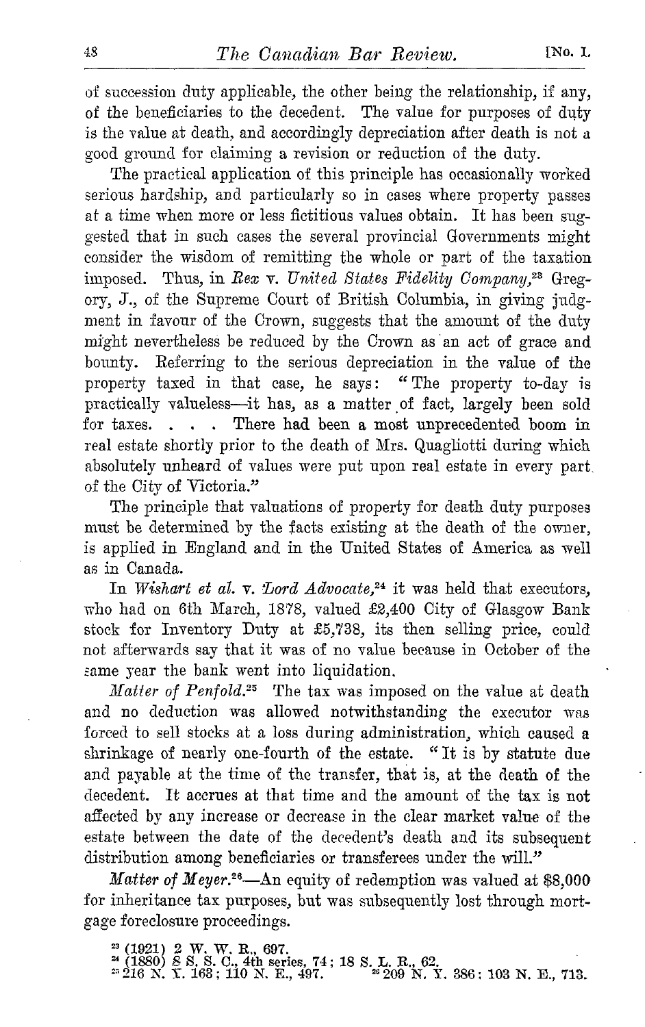of succession duty applicable, the other being the relationship, if any, of the beneficiaries to the decedent. The value for purposes of duty is the value at death, and accordingly depreciation after death is not a good ground for claiming a revision or reduction of the duty.

The practical application of this principle has occasionally worked serious hardship, and particularly so in cases where property passes at a time when more or less fictitious values obtain. It has been suggested that in such cases the several provincial Governments might consider the wisdom of remitting the whole or part of the taxation imposed. Thus, in *Rex* v. *United States Fidelity Company*,[23] Gregory, J., of the Supreme Court of British Columbia, in giving judgment in favour of the Crown, suggests that the amount of the duty might nevertheless be reduced by the Crown as an act of grace and bounty. Referring to the serious depreciation in the value of the property taxed in that case, he says: "The property to-day is practically valueless—it has, as a matter of fact, largely been sold for taxes. . . . There had been a most unprecedented boom in real estate shortly prior to the death of Mrs. Quagliotti during which absolutely unheard of values were put upon real estate in every part of the City of Victoria."

The principle that valuations of property for death duty purposes must be determined by the facts existing at the death of the owner, is applied in England and in the United States of America as well as in Canada.

In *Wishart et al.* v. *Lord Advocate*,[24] it was held that executors, who had on 6th March, 1878, valued £2,400 City of Glasgow Bank stock for Inventory Duty at £5,738, its then selling price, could not afterwards say that it was of no value because in October of the same year the bank went into liquidation.

*Matter of Penfold.*[25] The tax was imposed on the value at death and no deduction was allowed notwithstanding the executor was forced to sell stocks at a loss during administration, which caused a shrinkage of nearly one-fourth of the estate. "It is by statute due and payable at the time of the transfer, that is, at the death of the decedent. It accrues at that time and the amount of the tax is not affected by any increase or decrease in the clear market value of the estate between the date of the decedent's death and its subsequent distribution among beneficiaries or transferees under the will."

*Matter of Meyer.*[26]—An equity of redemption was valued at $8,000 for inheritance tax purposes, but was subsequently lost through mortgage foreclosure proceedings.

[23] (1921) 2 W. W. R., 697.
[24] (1880) 8 S. S. C., 4th series, 74; 18 S. L. R., 62.
[25] 216 N. Y. 163; 110 N. E., 497.
[26] 209 N. Y. 386; 103 N. E., 713.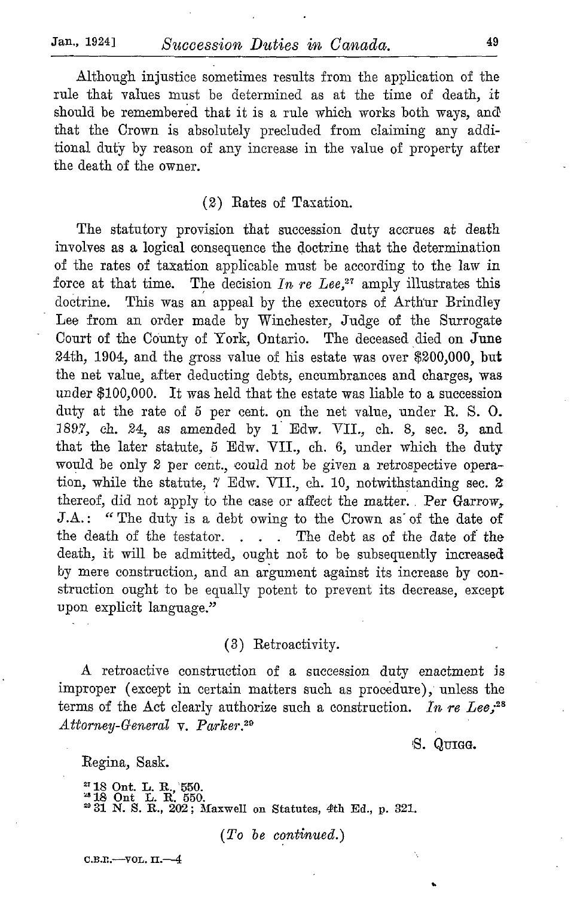Although injustice sometimes results from the application of the rule that values must be determined as at the time of death, it should be remembered that it is a rule which works both ways, and that the Crown is absolutely precluded from claiming any additional duty by reason of any increase in the value of property after the death of the owner.

### (2) Rates of Taxation.

The statutory provision that succession duty accrues at death involves as a logical consequence the doctrine that the determination of the rates of taxation applicable must be according to the law in force at that time. The decision *In re Lee*,[27] amply illustrates this doctrine. This was an appeal by the executors of Arthur Brindley Lee from an order made by Winchester, Judge of the Surrogate Court of the County of York, Ontario. The deceased died on June 24th, 1904, and the gross value of his estate was over $200,000, but the net value, after deducting debts, encumbrances and charges, was under $100,000. It was held that the estate was liable to a succession duty at the rate of 5 per cent. on the net value, under R. S. O. 1897, ch. 24, as amended by 1 Edw. VII., ch. 8, sec. 3, and that the later statute, 5 Edw. VII., ch. 6, under which the duty would be only 2 per cent., could not be given a retrospective operation, while the statute, 7 Edw. VII., ch. 10, notwithstanding sec. 2 thereof, did not apply to the case or affect the matter. Per Garrow, J.A.: "The duty is a debt owing to the Crown as of the date of the death of the testator. . . . The debt as of the date of the death, it will be admitted, ought not to be subsequently increased by mere construction, and an argument against its increase by construction ought to be equally potent to prevent its decrease, except upon explicit language."

### (3) Retroactivity.

A retroactive construction of a succession duty enactment is improper (except in certain matters such as procedure), unless the terms of the Act clearly authorize such a construction. *In re Lee*;[28] *Attorney-General* v. *Parker*.[29]

S. Quigg.

Regina, Sask.

[27] 18 Ont. L. R., 550.
[28] 18 Ont L. R. 550.
[29] 31 N. S. R., 202; Maxwell on Statutes, 4th Ed., p. 321.

*(To be continued.)*